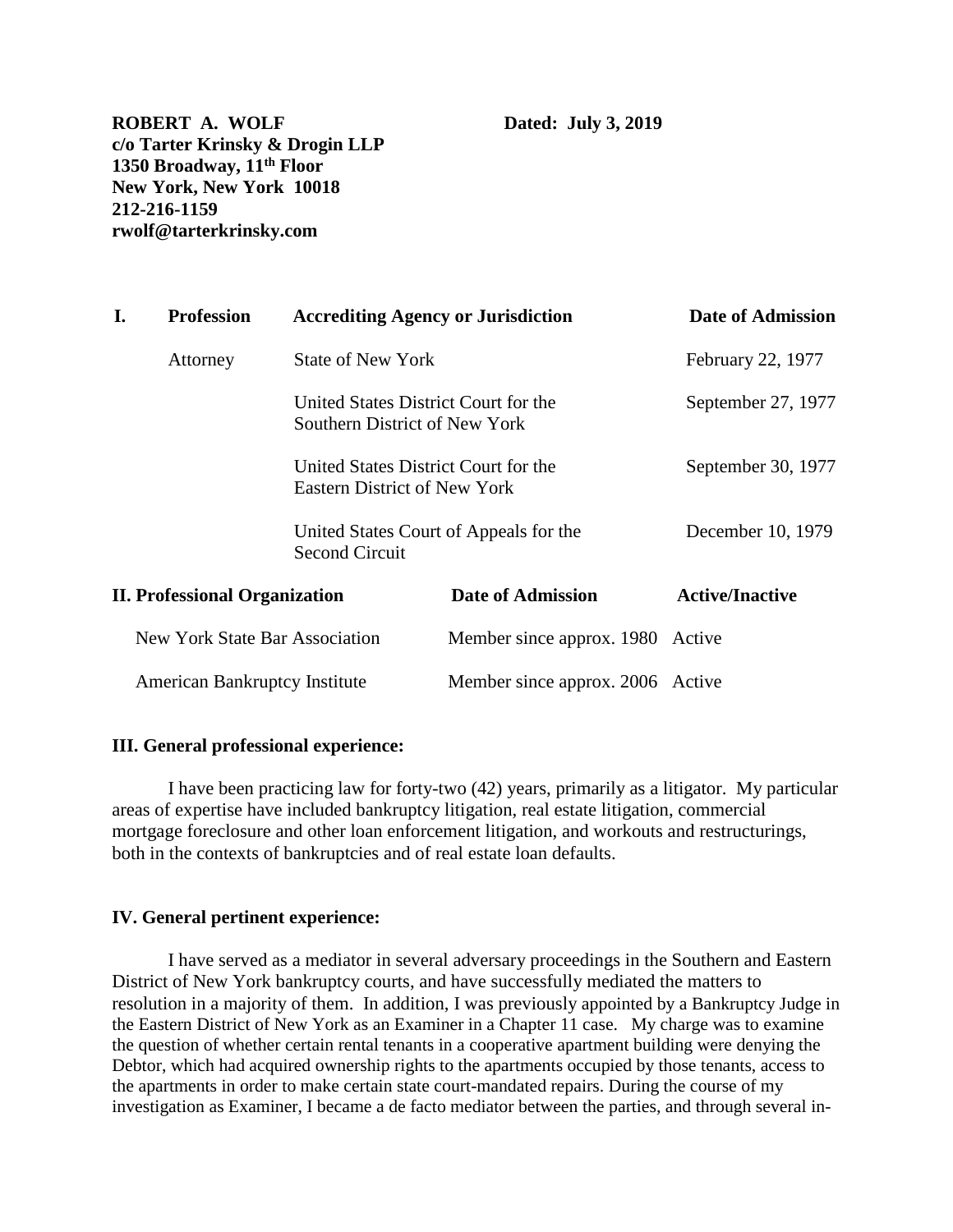**ROBERT A. WOLF** **Dated: July 3, 2019**
**c/o Tarter Krinsky & Drogin LLP**
**1350 Broadway, 11th Floor**
**New York, New York 10018**
**212-216-1159**
**rwolf@tarterkrinsky.com**

| **I.** | **Profession** | **Accrediting Agency or Jurisdiction** | **Date of Admission** |
|---|---|---|---|
| | Attorney | State of New York | February 22, 1977 |
| | | United States District Court for the Southern District of New York | September 27, 1977 |
| | | United States District Court for the Eastern District of New York | September 30, 1977 |
| | | United States Court of Appeals for the Second Circuit | December 10, 1979 |

| **II. Professional Organization** | **Date of Admission** | **Active/Inactive** |
|---|---|---|
| New York State Bar Association | Member since approx. 1980 | Active |
| American Bankruptcy Institute | Member since approx. 2006 | Active |

**III. General professional experience:**

I have been practicing law for forty-two (42) years, primarily as a litigator. My particular areas of expertise have included bankruptcy litigation, real estate litigation, commercial mortgage foreclosure and other loan enforcement litigation, and workouts and restructurings, both in the contexts of bankruptcies and of real estate loan defaults.

**IV. General pertinent experience:**

I have served as a mediator in several adversary proceedings in the Southern and Eastern District of New York bankruptcy courts, and have successfully mediated the matters to resolution in a majority of them. In addition, I was previously appointed by a Bankruptcy Judge in the Eastern District of New York as an Examiner in a Chapter 11 case. My charge was to examine the question of whether certain rental tenants in a cooperative apartment building were denying the Debtor, which had acquired ownership rights to the apartments occupied by those tenants, access to the apartments in order to make certain state court-mandated repairs. During the course of my investigation as Examiner, I became a de facto mediator between the parties, and through several in-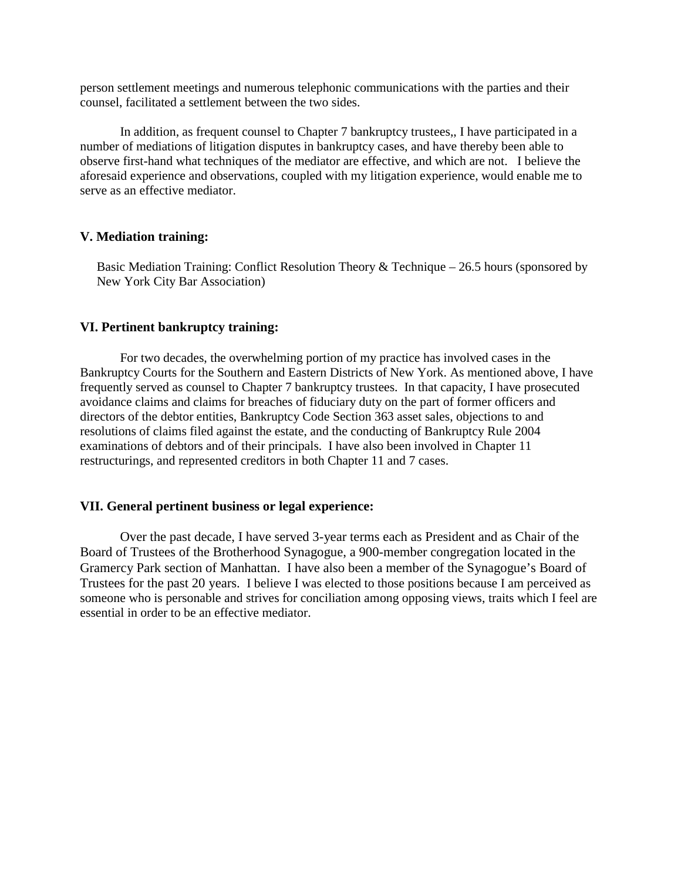person settlement meetings and numerous telephonic communications with the parties and their counsel, facilitated a settlement between the two sides.

In addition, as frequent counsel to Chapter 7 bankruptcy trustees,, I have participated in a number of mediations of litigation disputes in bankruptcy cases, and have thereby been able to observe first-hand what techniques of the mediator are effective, and which are not. I believe the aforesaid experience and observations, coupled with my litigation experience, would enable me to serve as an effective mediator.

**V. Mediation training:**

Basic Mediation Training: Conflict Resolution Theory & Technique – 26.5 hours (sponsored by New York City Bar Association)

**VI. Pertinent bankruptcy training:**

For two decades, the overwhelming portion of my practice has involved cases in the Bankruptcy Courts for the Southern and Eastern Districts of New York. As mentioned above, I have frequently served as counsel to Chapter 7 bankruptcy trustees. In that capacity, I have prosecuted avoidance claims and claims for breaches of fiduciary duty on the part of former officers and directors of the debtor entities, Bankruptcy Code Section 363 asset sales, objections to and resolutions of claims filed against the estate, and the conducting of Bankruptcy Rule 2004 examinations of debtors and of their principals. I have also been involved in Chapter 11 restructurings, and represented creditors in both Chapter 11 and 7 cases.

**VII. General pertinent business or legal experience:**

Over the past decade, I have served 3-year terms each as President and as Chair of the Board of Trustees of the Brotherhood Synagogue, a 900-member congregation located in the Gramercy Park section of Manhattan. I have also been a member of the Synagogue's Board of Trustees for the past 20 years. I believe I was elected to those positions because I am perceived as someone who is personable and strives for conciliation among opposing views, traits which I feel are essential in order to be an effective mediator.